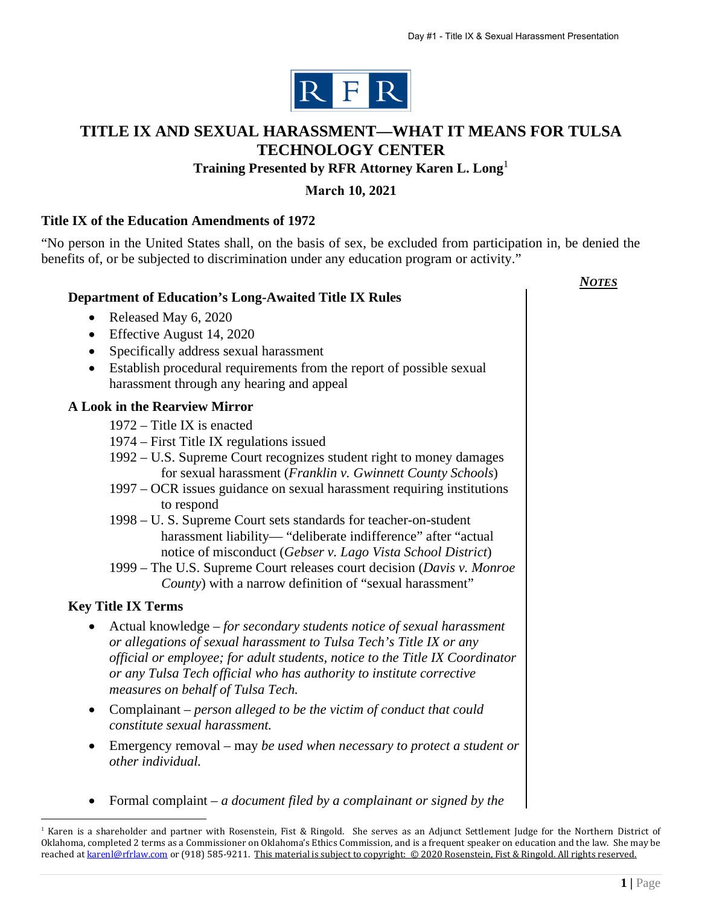RFR

# TITLE IX AND SEXUAL HARASSMENT—WHAT IT MEANS FOR TULSA TECHNOLOGY CENTER

**Training Presented by RFR Attorney Karen L. Long**[1]

**March 10, 2021**

### Title IX of the Education Amendments of 1972

"No person in the United States shall, on the basis of sex, be excluded from participation in, be denied the benefits of, or be subjected to discrimination under any education program or activity."

***NOTES***

### Department of Education's Long-Awaited Title IX Rules

- Released May 6, 2020
- Effective August 14, 2020
- Specifically address sexual harassment
- Establish procedural requirements from the report of possible sexual harassment through any hearing and appeal

### A Look in the Rearview Mirror

1972 – Title IX is enacted

1974 – First Title IX regulations issued

1992 – U.S. Supreme Court recognizes student right to money damages for sexual harassment (*Franklin v. Gwinnett County Schools*)

1997 – OCR issues guidance on sexual harassment requiring institutions to respond

1998 – U. S. Supreme Court sets standards for teacher-on-student harassment liability— "deliberate indifference" after "actual notice of misconduct (*Gebser v. Lago Vista School District*)

1999 – The U.S. Supreme Court releases court decision (*Davis v. Monroe County*) with a narrow definition of "sexual harassment"

### Key Title IX Terms

- Actual knowledge – *for secondary students notice of sexual harassment or allegations of sexual harassment to Tulsa Tech's Title IX or any official or employee; for adult students, notice to the Title IX Coordinator or any Tulsa Tech official who has authority to institute corrective measures on behalf of Tulsa Tech.*
- Complainant – *person alleged to be the victim of conduct that could constitute sexual harassment.*
- Emergency removal – may *be used when necessary to protect a student or other individual.*
- Formal complaint – *a document filed by a complainant or signed by the*

[1] Karen is a shareholder and partner with Rosenstein, Fist & Ringold. She serves as an Adjunct Settlement Judge for the Northern District of Oklahoma, completed 2 terms as a Commissioner on Oklahoma's Ethics Commission, and is a frequent speaker on education and the law. She may be reached at karenl@rfrlaw.com or (918) 585-9211. This material is subject to copyright: © 2020 Rosenstein, Fist & Ringold. All rights reserved.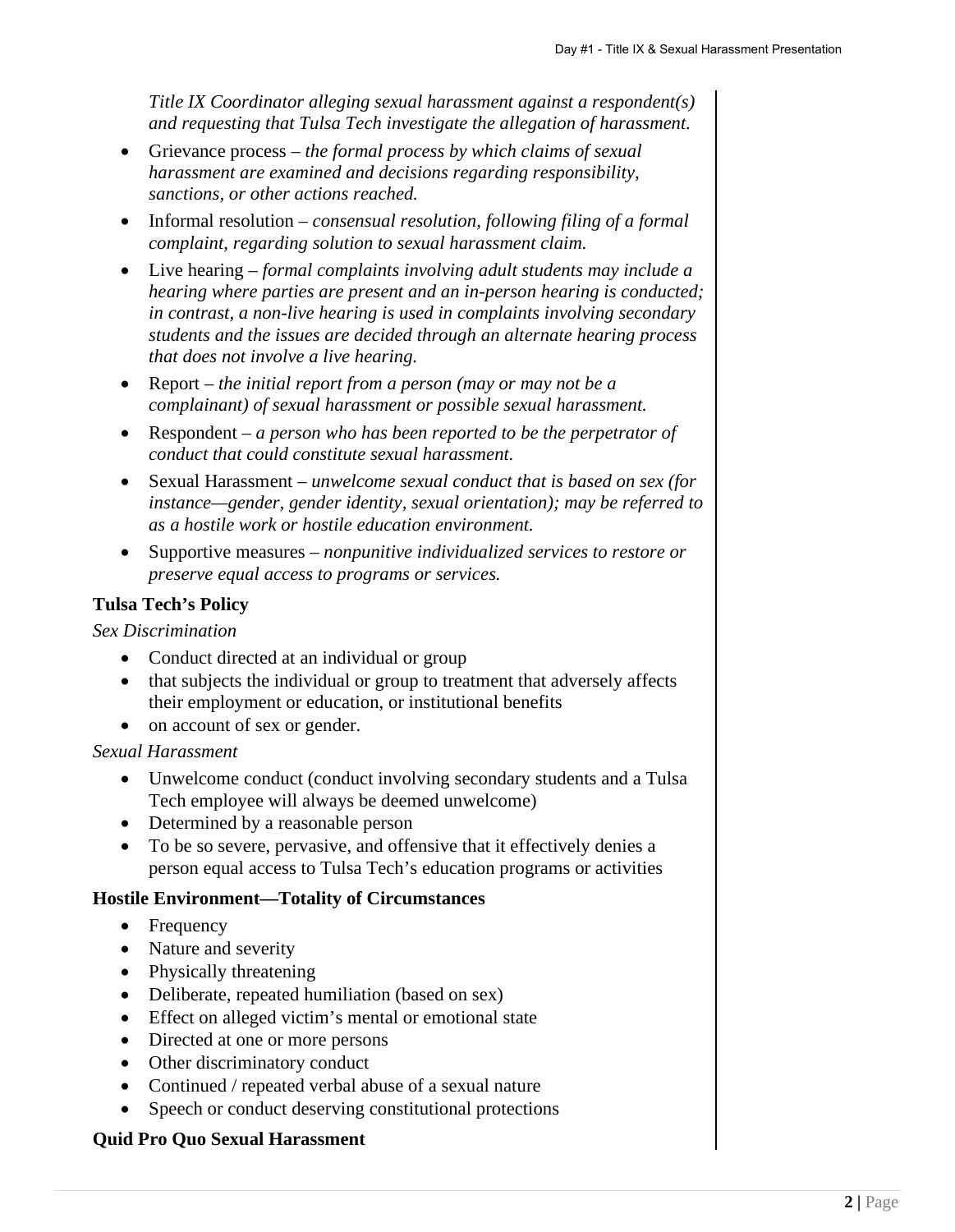*Title IX Coordinator alleging sexual harassment against a respondent(s) and requesting that Tulsa Tech investigate the allegation of harassment.*

- Grievance process – *the formal process by which claims of sexual harassment are examined and decisions regarding responsibility, sanctions, or other actions reached.*
- Informal resolution – *consensual resolution, following filing of a formal complaint, regarding solution to sexual harassment claim.*
- Live hearing – *formal complaints involving adult students may include a hearing where parties are present and an in-person hearing is conducted; in contrast, a non-live hearing is used in complaints involving secondary students and the issues are decided through an alternate hearing process that does not involve a live hearing.*
- Report – *the initial report from a person (may or may not be a complainant) of sexual harassment or possible sexual harassment.*
- Respondent – *a person who has been reported to be the perpetrator of conduct that could constitute sexual harassment.*
- Sexual Harassment – *unwelcome sexual conduct that is based on sex (for instance—gender, gender identity, sexual orientation); may be referred to as a hostile work or hostile education environment.*
- Supportive measures – *nonpunitive individualized services to restore or preserve equal access to programs or services.*

**Tulsa Tech's Policy**

*Sex Discrimination*

- Conduct directed at an individual or group
- that subjects the individual or group to treatment that adversely affects their employment or education, or institutional benefits
- on account of sex or gender.

*Sexual Harassment*

- Unwelcome conduct (conduct involving secondary students and a Tulsa Tech employee will always be deemed unwelcome)
- Determined by a reasonable person
- To be so severe, pervasive, and offensive that it effectively denies a person equal access to Tulsa Tech's education programs or activities

**Hostile Environment—Totality of Circumstances**

- Frequency
- Nature and severity
- Physically threatening
- Deliberate, repeated humiliation (based on sex)
- Effect on alleged victim's mental or emotional state
- Directed at one or more persons
- Other discriminatory conduct
- Continued / repeated verbal abuse of a sexual nature
- Speech or conduct deserving constitutional protections

**Quid Pro Quo Sexual Harassment**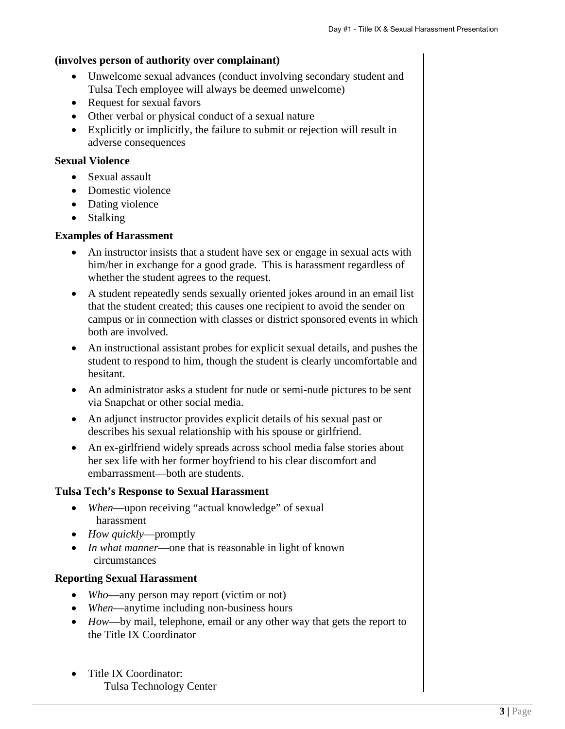**(involves person of authority over complainant)**

- Unwelcome sexual advances (conduct involving secondary student and Tulsa Tech employee will always be deemed unwelcome)
- Request for sexual favors
- Other verbal or physical conduct of a sexual nature
- Explicitly or implicitly, the failure to submit or rejection will result in adverse consequences

**Sexual Violence**

- Sexual assault
- Domestic violence
- Dating violence
- Stalking

**Examples of Harassment**

- An instructor insists that a student have sex or engage in sexual acts with him/her in exchange for a good grade. This is harassment regardless of whether the student agrees to the request.
- A student repeatedly sends sexually oriented jokes around in an email list that the student created; this causes one recipient to avoid the sender on campus or in connection with classes or district sponsored events in which both are involved.
- An instructional assistant probes for explicit sexual details, and pushes the student to respond to him, though the student is clearly uncomfortable and hesitant.
- An administrator asks a student for nude or semi-nude pictures to be sent via Snapchat or other social media.
- An adjunct instructor provides explicit details of his sexual past or describes his sexual relationship with his spouse or girlfriend.
- An ex-girlfriend widely spreads across school media false stories about her sex life with her former boyfriend to his clear discomfort and embarrassment—both are students.

**Tulsa Tech's Response to Sexual Harassment**

- *When*—upon receiving "actual knowledge" of sexual harassment
- *How quickly*—promptly
- *In what manner*—one that is reasonable in light of known circumstances

**Reporting Sexual Harassment**

- *Who*—any person may report (victim or not)
- *When*—anytime including non-business hours
- *How*—by mail, telephone, email or any other way that gets the report to the Title IX Coordinator

- Title IX Coordinator:
  Tulsa Technology Center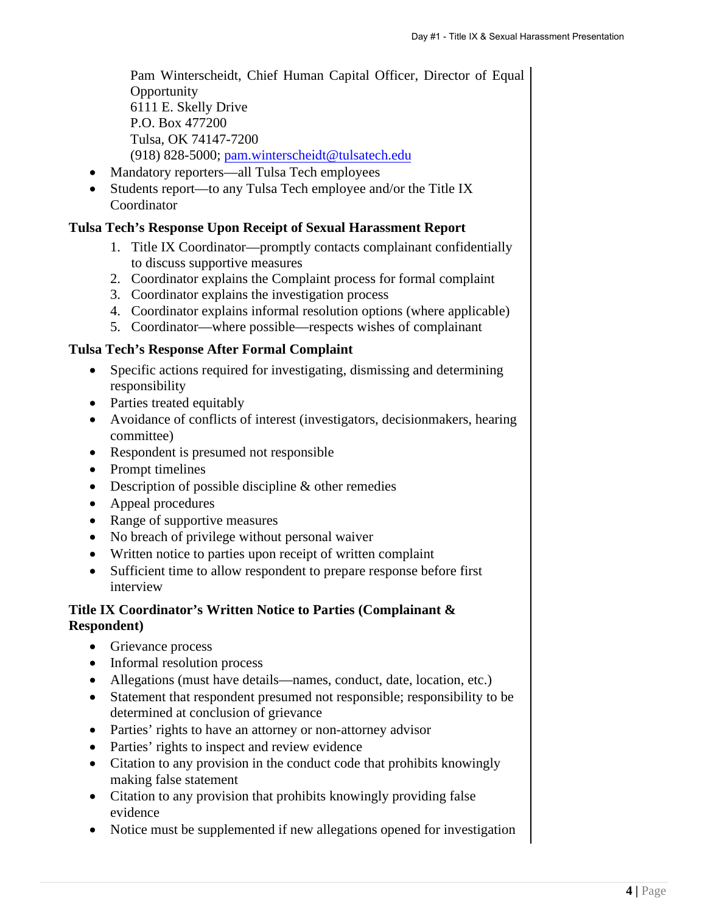Pam Winterscheidt, Chief Human Capital Officer, Director of Equal Opportunity
6111 E. Skelly Drive
P.O. Box 477200
Tulsa, OK 74147-7200
(918) 828-5000; pam.winterscheidt@tulsatech.edu

- Mandatory reporters—all Tulsa Tech employees
- Students report—to any Tulsa Tech employee and/or the Title IX Coordinator

**Tulsa Tech's Response Upon Receipt of Sexual Harassment Report**

1. Title IX Coordinator—promptly contacts complainant confidentially to discuss supportive measures
2. Coordinator explains the Complaint process for formal complaint
3. Coordinator explains the investigation process
4. Coordinator explains informal resolution options (where applicable)
5. Coordinator—where possible—respects wishes of complainant

**Tulsa Tech's Response After Formal Complaint**

- Specific actions required for investigating, dismissing and determining responsibility
- Parties treated equitably
- Avoidance of conflicts of interest (investigators, decisionmakers, hearing committee)
- Respondent is presumed not responsible
- Prompt timelines
- Description of possible discipline & other remedies
- Appeal procedures
- Range of supportive measures
- No breach of privilege without personal waiver
- Written notice to parties upon receipt of written complaint
- Sufficient time to allow respondent to prepare response before first interview

**Title IX Coordinator's Written Notice to Parties (Complainant & Respondent)**

- Grievance process
- Informal resolution process
- Allegations (must have details—names, conduct, date, location, etc.)
- Statement that respondent presumed not responsible; responsibility to be determined at conclusion of grievance
- Parties' rights to have an attorney or non-attorney advisor
- Parties' rights to inspect and review evidence
- Citation to any provision in the conduct code that prohibits knowingly making false statement
- Citation to any provision that prohibits knowingly providing false evidence
- Notice must be supplemented if new allegations opened for investigation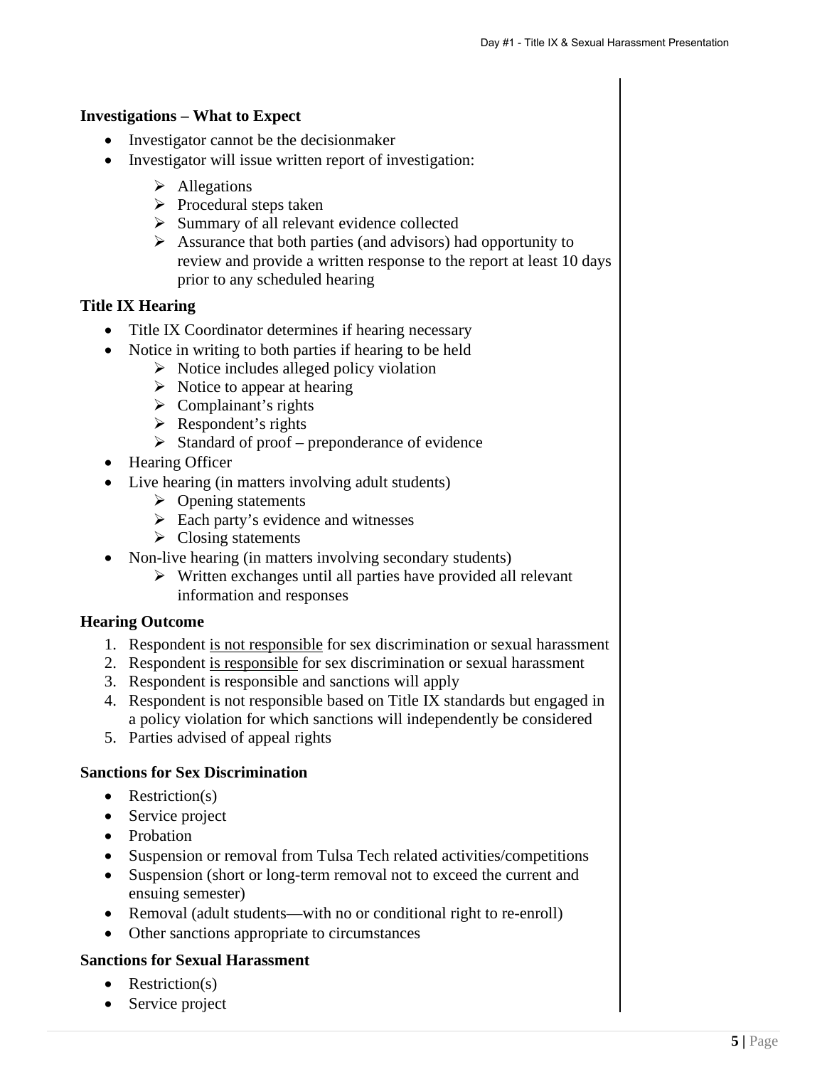**Investigations – What to Expect**

- Investigator cannot be the decisionmaker
- Investigator will issue written report of investigation:
  - Allegations
  - Procedural steps taken
  - Summary of all relevant evidence collected
  - Assurance that both parties (and advisors) had opportunity to review and provide a written response to the report at least 10 days prior to any scheduled hearing

**Title IX Hearing**

- Title IX Coordinator determines if hearing necessary
- Notice in writing to both parties if hearing to be held
  - Notice includes alleged policy violation
  - Notice to appear at hearing
  - Complainant's rights
  - Respondent's rights
  - Standard of proof – preponderance of evidence
- Hearing Officer
- Live hearing (in matters involving adult students)
  - Opening statements
  - Each party's evidence and witnesses
  - Closing statements
- Non-live hearing (in matters involving secondary students)
  - Written exchanges until all parties have provided all relevant information and responses

**Hearing Outcome**

1. Respondent <u>is not responsible</u> for sex discrimination or sexual harassment
2. Respondent <u>is responsible</u> for sex discrimination or sexual harassment
3. Respondent is responsible and sanctions will apply
4. Respondent is not responsible based on Title IX standards but engaged in a policy violation for which sanctions will independently be considered
5. Parties advised of appeal rights

**Sanctions for Sex Discrimination**

- Restriction(s)
- Service project
- Probation
- Suspension or removal from Tulsa Tech related activities/competitions
- Suspension (short or long-term removal not to exceed the current and ensuing semester)
- Removal (adult students—with no or conditional right to re-enroll)
- Other sanctions appropriate to circumstances

**Sanctions for Sexual Harassment**

- Restriction(s)
- Service project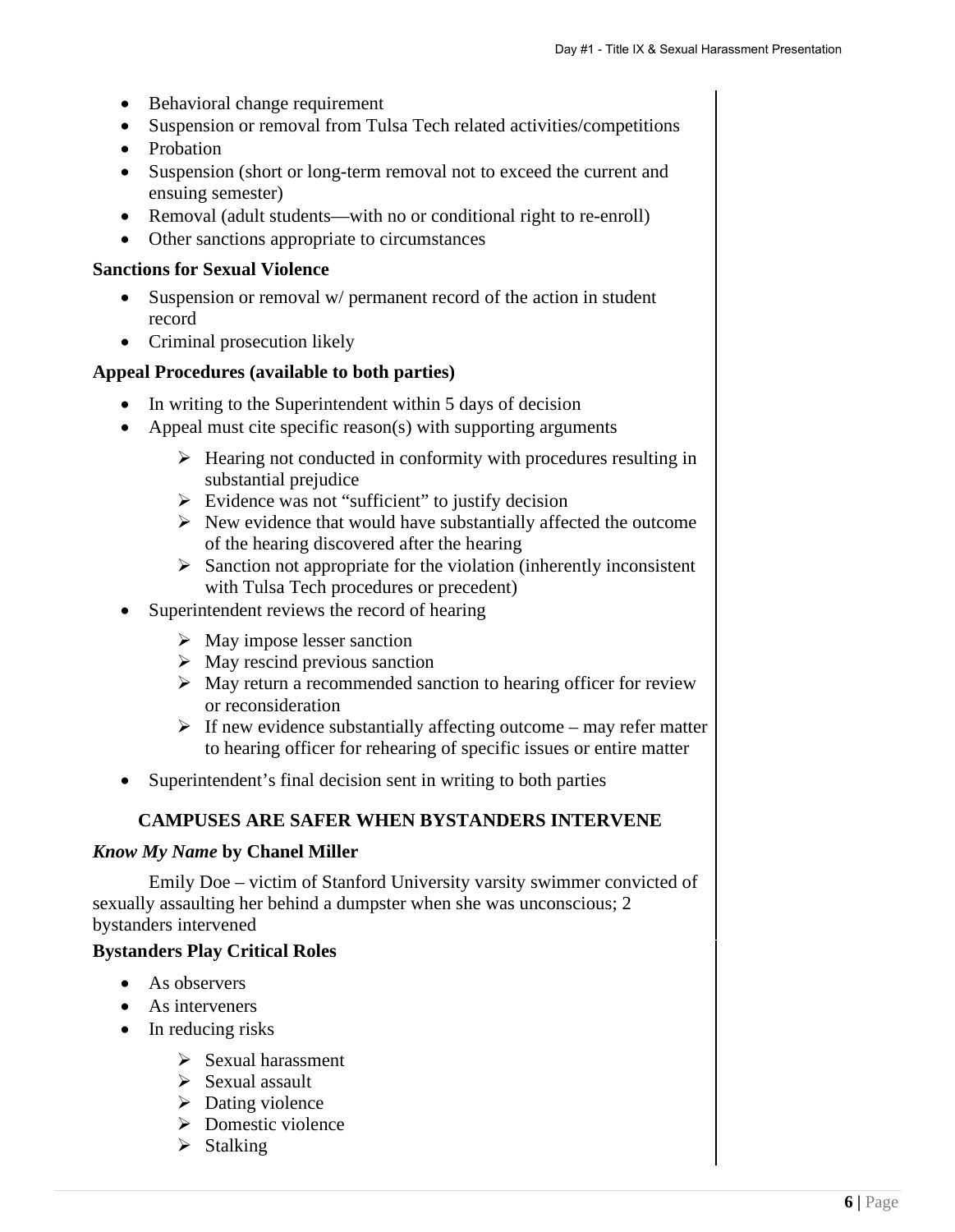- Behavioral change requirement
- Suspension or removal from Tulsa Tech related activities/competitions
- Probation
- Suspension (short or long-term removal not to exceed the current and ensuing semester)
- Removal (adult students—with no or conditional right to re-enroll)
- Other sanctions appropriate to circumstances

**Sanctions for Sexual Violence**

- Suspension or removal w/ permanent record of the action in student record
- Criminal prosecution likely

**Appeal Procedures (available to both parties)**

- In writing to the Superintendent within 5 days of decision
- Appeal must cite specific reason(s) with supporting arguments
  - Hearing not conducted in conformity with procedures resulting in substantial prejudice
  - Evidence was not "sufficient" to justify decision
  - New evidence that would have substantially affected the outcome of the hearing discovered after the hearing
  - Sanction not appropriate for the violation (inherently inconsistent with Tulsa Tech procedures or precedent)
- Superintendent reviews the record of hearing
  - May impose lesser sanction
  - May rescind previous sanction
  - May return a recommended sanction to hearing officer for review or reconsideration
  - If new evidence substantially affecting outcome – may refer matter to hearing officer for rehearing of specific issues or entire matter
- Superintendent's final decision sent in writing to both parties

## CAMPUSES ARE SAFER WHEN BYSTANDERS INTERVENE

***Know My Name* by Chanel Miller**

Emily Doe – victim of Stanford University varsity swimmer convicted of sexually assaulting her behind a dumpster when she was unconscious; 2 bystanders intervened

**Bystanders Play Critical Roles**

- As observers
- As interveners
- In reducing risks
  - Sexual harassment
  - Sexual assault
  - Dating violence
  - Domestic violence
  - Stalking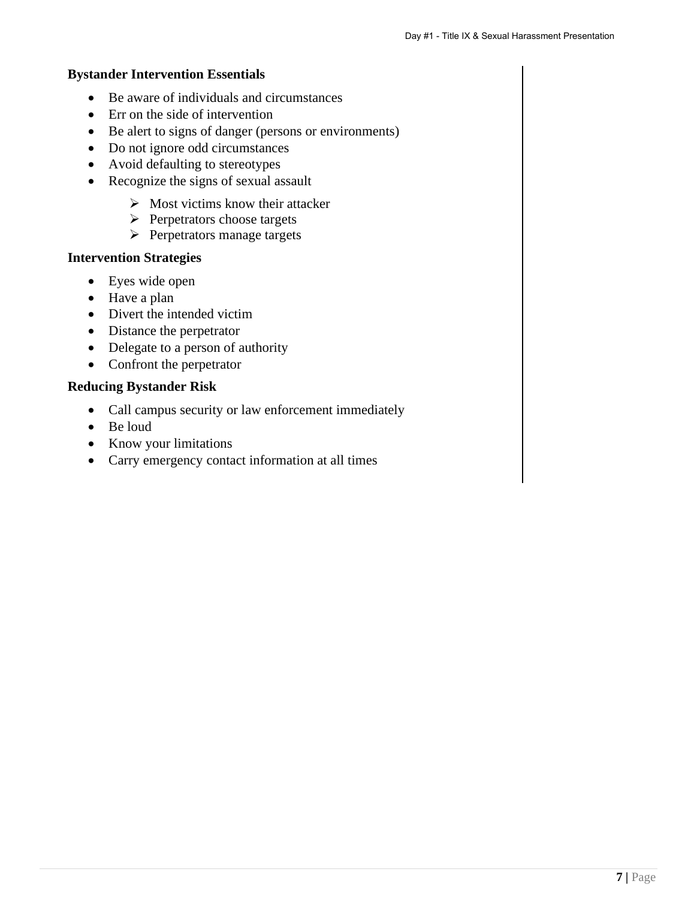**Bystander Intervention Essentials**

- Be aware of individuals and circumstances
- Err on the side of intervention
- Be alert to signs of danger (persons or environments)
- Do not ignore odd circumstances
- Avoid defaulting to stereotypes
- Recognize the signs of sexual assault
    - Most victims know their attacker
    - Perpetrators choose targets
    - Perpetrators manage targets

**Intervention Strategies**

- Eyes wide open
- Have a plan
- Divert the intended victim
- Distance the perpetrator
- Delegate to a person of authority
- Confront the perpetrator

**Reducing Bystander Risk**

- Call campus security or law enforcement immediately
- Be loud
- Know your limitations
- Carry emergency contact information at all times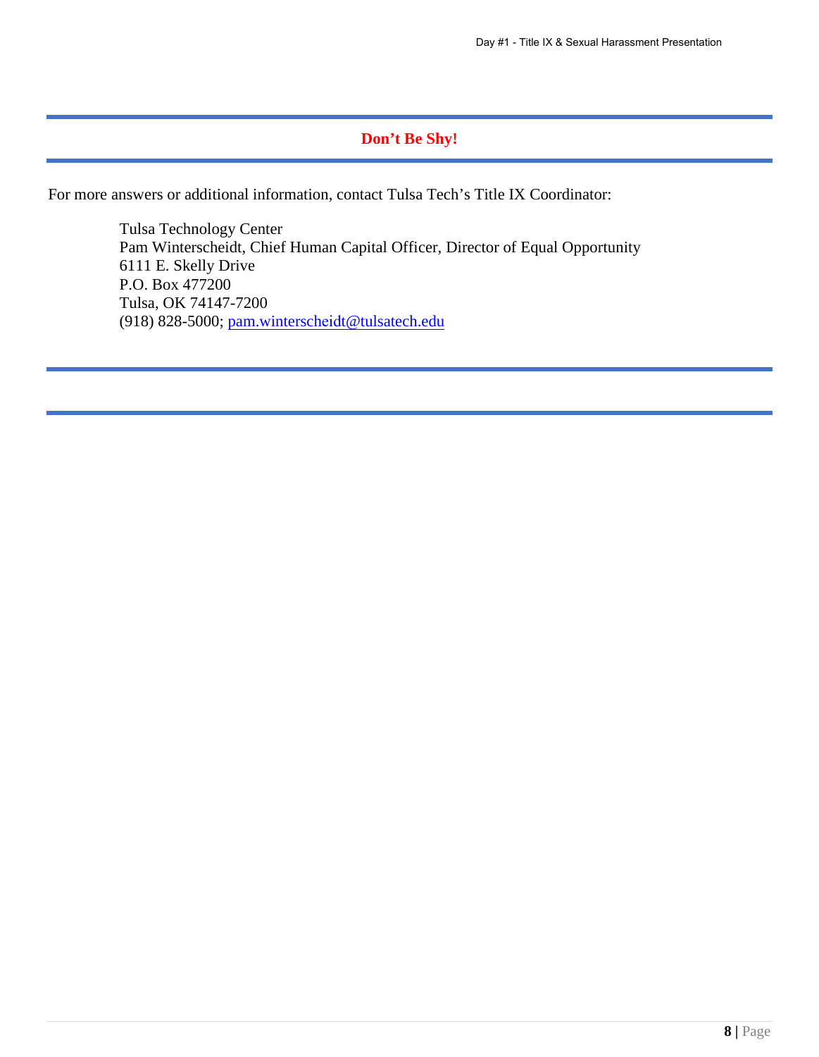## Don't Be Shy!

For more answers or additional information, contact Tulsa Tech's Title IX Coordinator:

Tulsa Technology Center
Pam Winterscheidt, Chief Human Capital Officer, Director of Equal Opportunity
6111 E. Skelly Drive
P.O. Box 477200
Tulsa, OK 74147-7200
(918) 828-5000; pam.winterscheidt@tulsatech.edu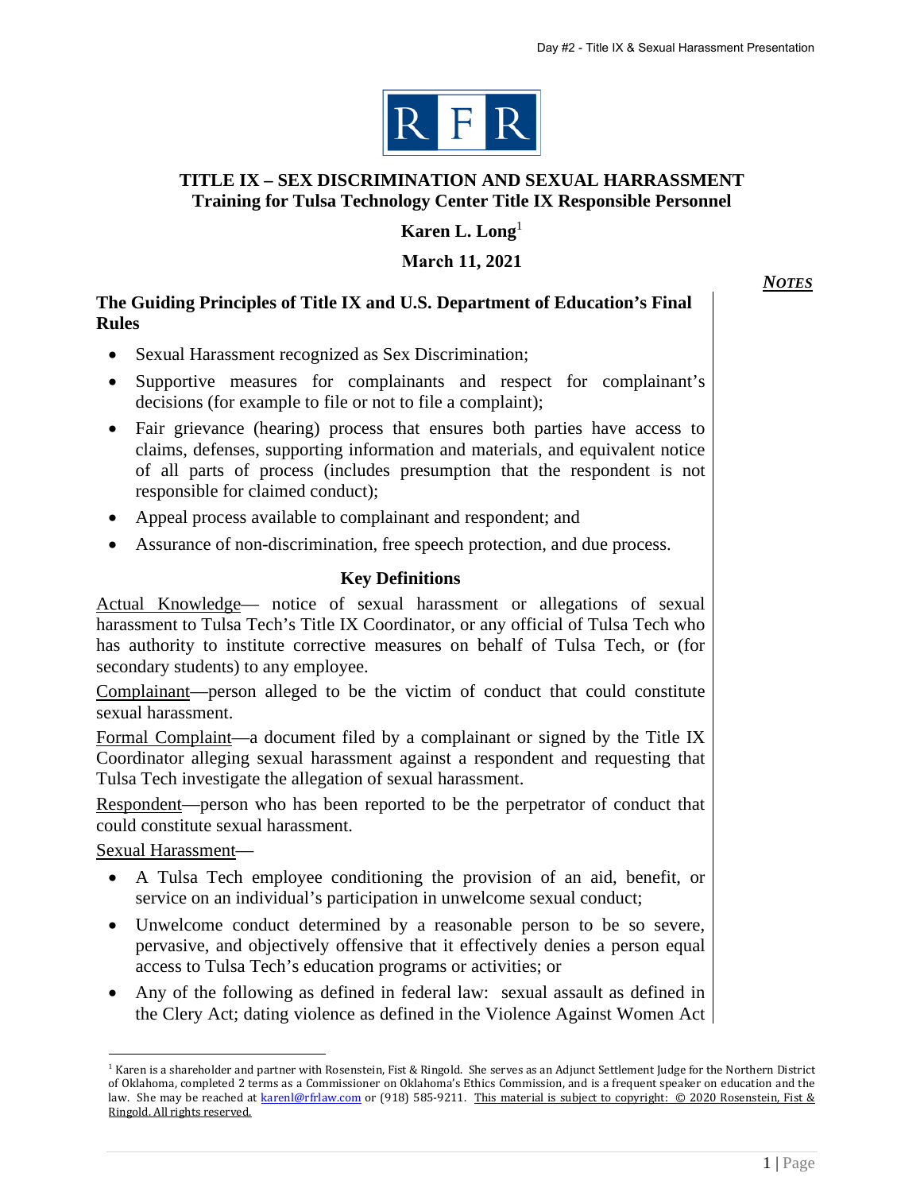RFR

# TITLE IX – SEX DISCRIMINATION AND SEXUAL HARRASSMENT
## Training for Tulsa Technology Center Title IX Responsible Personnel

**Karen L. Long**[1]

**March 11, 2021**

***NOTES***

### The Guiding Principles of Title IX and U.S. Department of Education's Final Rules

- Sexual Harassment recognized as Sex Discrimination;
- Supportive measures for complainants and respect for complainant's decisions (for example to file or not to file a complaint);
- Fair grievance (hearing) process that ensures both parties have access to claims, defenses, supporting information and materials, and equivalent notice of all parts of process (includes presumption that the respondent is not responsible for claimed conduct);
- Appeal process available to complainant and respondent; and
- Assurance of non-discrimination, free speech protection, and due process.

### Key Definitions

Actual Knowledge— notice of sexual harassment or allegations of sexual harassment to Tulsa Tech's Title IX Coordinator, or any official of Tulsa Tech who has authority to institute corrective measures on behalf of Tulsa Tech, or (for secondary students) to any employee.

Complainant—person alleged to be the victim of conduct that could constitute sexual harassment.

Formal Complaint—a document filed by a complainant or signed by the Title IX Coordinator alleging sexual harassment against a respondent and requesting that Tulsa Tech investigate the allegation of sexual harassment.

Respondent—person who has been reported to be the perpetrator of conduct that could constitute sexual harassment.

Sexual Harassment—

- A Tulsa Tech employee conditioning the provision of an aid, benefit, or service on an individual's participation in unwelcome sexual conduct;
- Unwelcome conduct determined by a reasonable person to be so severe, pervasive, and objectively offensive that it effectively denies a person equal access to Tulsa Tech's education programs or activities; or
- Any of the following as defined in federal law: sexual assault as defined in the Clery Act; dating violence as defined in the Violence Against Women Act

---

[1] Karen is a shareholder and partner with Rosenstein, Fist & Ringold. She serves as an Adjunct Settlement Judge for the Northern District of Oklahoma, completed 2 terms as a Commissioner on Oklahoma's Ethics Commission, and is a frequent speaker on education and the law. She may be reached at karenl@rfrlaw.com or (918) 585-9211. This material is subject to copyright: © 2020 Rosenstein, Fist & Ringold. All rights reserved.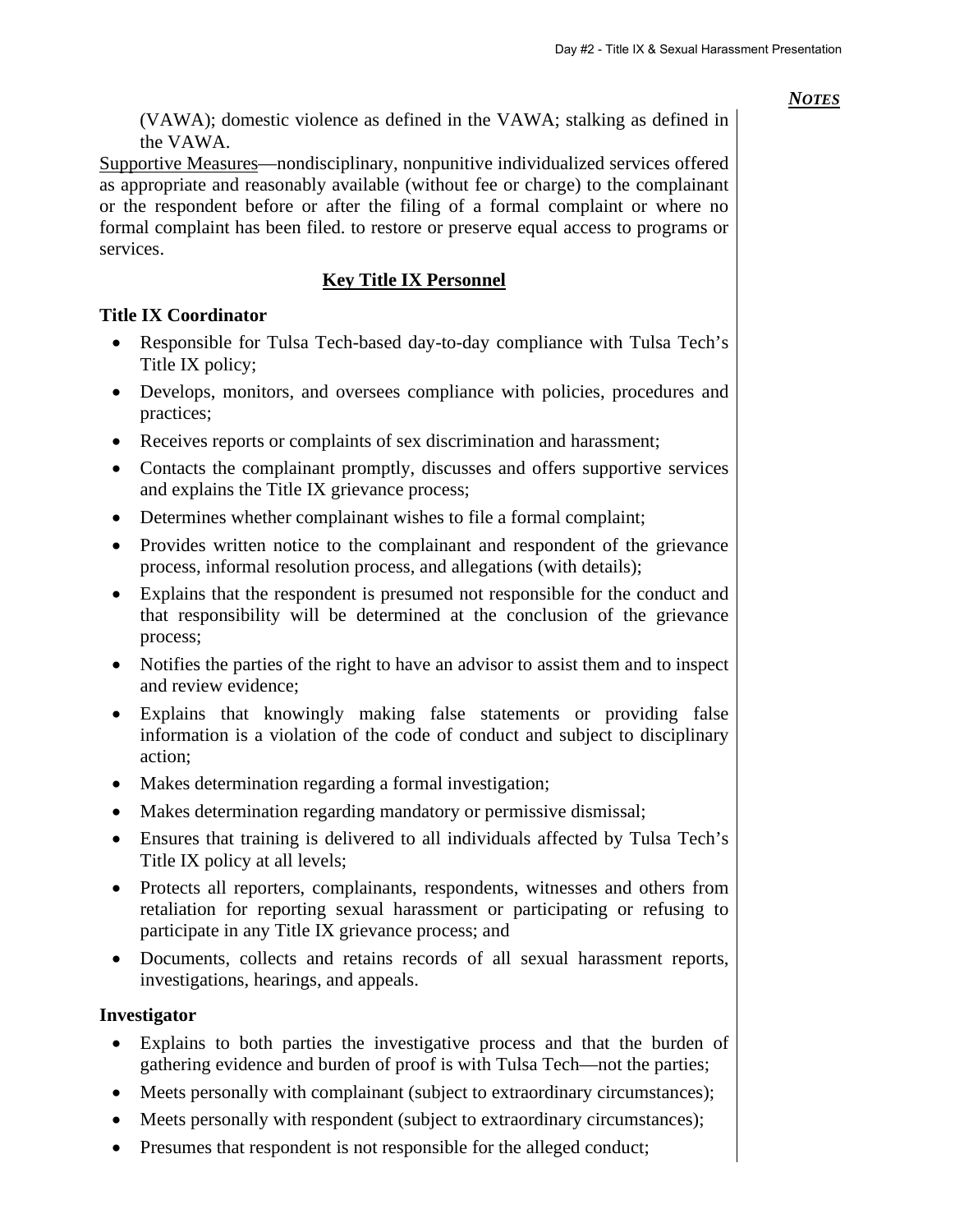(VAWA); domestic violence as defined in the VAWA; stalking as defined in the VAWA.

Supportive Measures—nondisciplinary, nonpunitive individualized services offered as appropriate and reasonably available (without fee or charge) to the complainant or the respondent before or after the filing of a formal complaint or where no formal complaint has been filed. to restore or preserve equal access to programs or services.

## Key Title IX Personnel

**Title IX Coordinator**

- Responsible for Tulsa Tech-based day-to-day compliance with Tulsa Tech's Title IX policy;
- Develops, monitors, and oversees compliance with policies, procedures and practices;
- Receives reports or complaints of sex discrimination and harassment;
- Contacts the complainant promptly, discusses and offers supportive services and explains the Title IX grievance process;
- Determines whether complainant wishes to file a formal complaint;
- Provides written notice to the complainant and respondent of the grievance process, informal resolution process, and allegations (with details);
- Explains that the respondent is presumed not responsible for the conduct and that responsibility will be determined at the conclusion of the grievance process;
- Notifies the parties of the right to have an advisor to assist them and to inspect and review evidence;
- Explains that knowingly making false statements or providing false information is a violation of the code of conduct and subject to disciplinary action;
- Makes determination regarding a formal investigation;
- Makes determination regarding mandatory or permissive dismissal;
- Ensures that training is delivered to all individuals affected by Tulsa Tech's Title IX policy at all levels;
- Protects all reporters, complainants, respondents, witnesses and others from retaliation for reporting sexual harassment or participating or refusing to participate in any Title IX grievance process; and
- Documents, collects and retains records of all sexual harassment reports, investigations, hearings, and appeals.

**Investigator**

- Explains to both parties the investigative process and that the burden of gathering evidence and burden of proof is with Tulsa Tech—not the parties;
- Meets personally with complainant (subject to extraordinary circumstances);
- Meets personally with respondent (subject to extraordinary circumstances);
- Presumes that respondent is not responsible for the alleged conduct;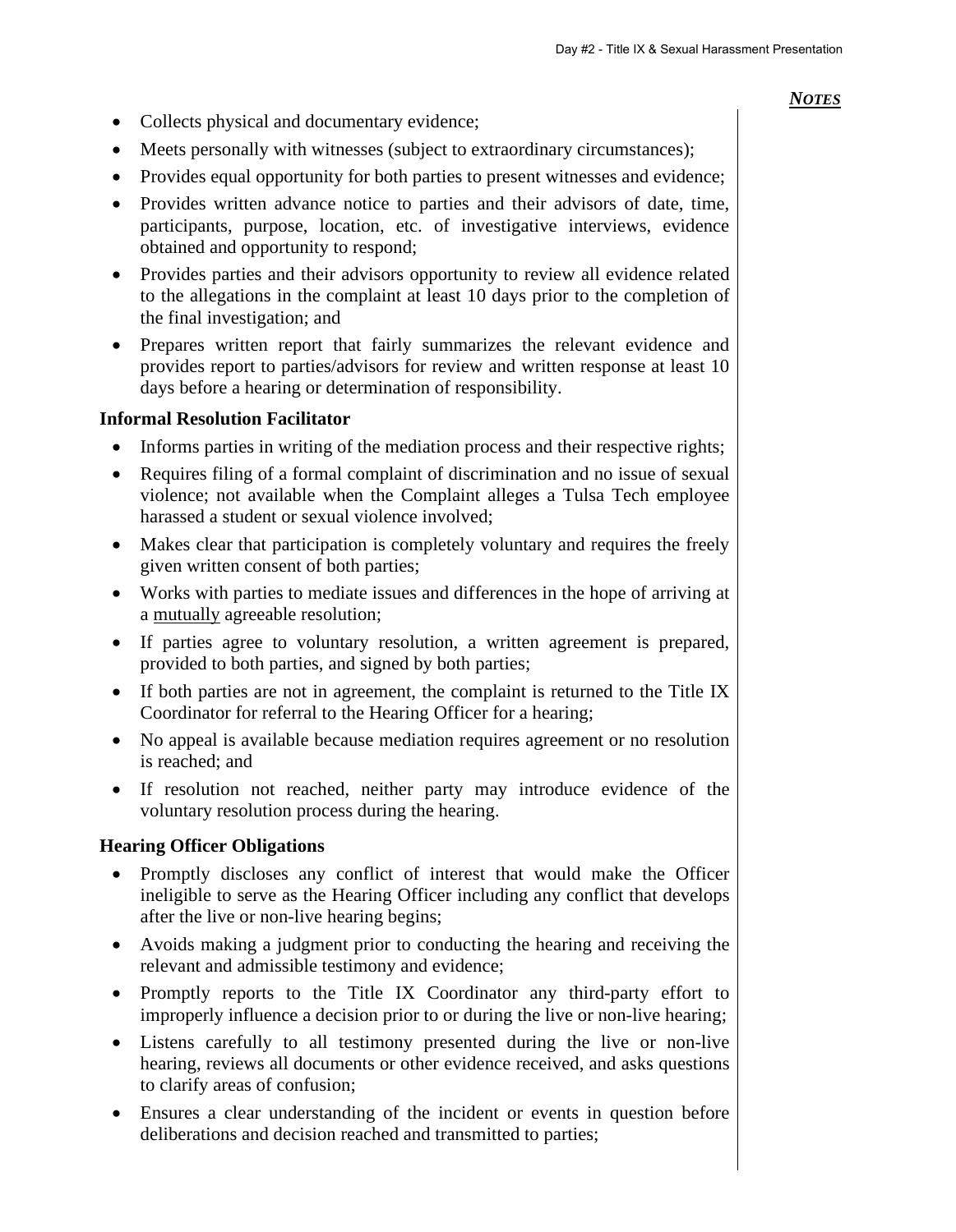- Collects physical and documentary evidence;
- Meets personally with witnesses (subject to extraordinary circumstances);
- Provides equal opportunity for both parties to present witnesses and evidence;
- Provides written advance notice to parties and their advisors of date, time, participants, purpose, location, etc. of investigative interviews, evidence obtained and opportunity to respond;
- Provides parties and their advisors opportunity to review all evidence related to the allegations in the complaint at least 10 days prior to the completion of the final investigation; and
- Prepares written report that fairly summarizes the relevant evidence and provides report to parties/advisors for review and written response at least 10 days before a hearing or determination of responsibility.

**Informal Resolution Facilitator**

- Informs parties in writing of the mediation process and their respective rights;
- Requires filing of a formal complaint of discrimination and no issue of sexual violence; not available when the Complaint alleges a Tulsa Tech employee harassed a student or sexual violence involved;
- Makes clear that participation is completely voluntary and requires the freely given written consent of both parties;
- Works with parties to mediate issues and differences in the hope of arriving at a <u>mutually</u> agreeable resolution;
- If parties agree to voluntary resolution, a written agreement is prepared, provided to both parties, and signed by both parties;
- If both parties are not in agreement, the complaint is returned to the Title IX Coordinator for referral to the Hearing Officer for a hearing;
- No appeal is available because mediation requires agreement or no resolution is reached; and
- If resolution not reached, neither party may introduce evidence of the voluntary resolution process during the hearing.

**Hearing Officer Obligations**

- Promptly discloses any conflict of interest that would make the Officer ineligible to serve as the Hearing Officer including any conflict that develops after the live or non-live hearing begins;
- Avoids making a judgment prior to conducting the hearing and receiving the relevant and admissible testimony and evidence;
- Promptly reports to the Title IX Coordinator any third-party effort to improperly influence a decision prior to or during the live or non-live hearing;
- Listens carefully to all testimony presented during the live or non-live hearing, reviews all documents or other evidence received, and asks questions to clarify areas of confusion;
- Ensures a clear understanding of the incident or events in question before deliberations and decision reached and transmitted to parties;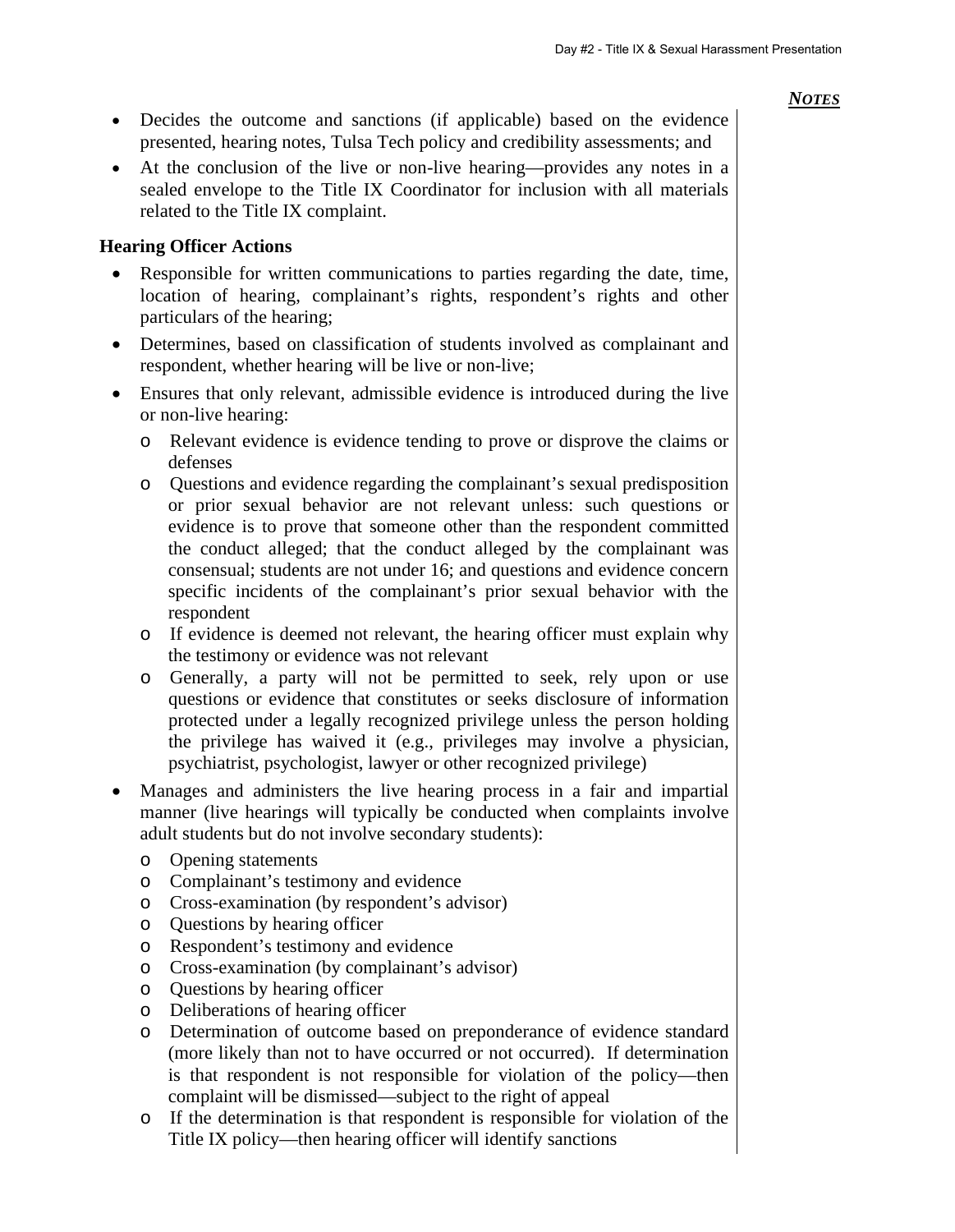- Decides the outcome and sanctions (if applicable) based on the evidence presented, hearing notes, Tulsa Tech policy and credibility assessments; and
- At the conclusion of the live or non-live hearing—provides any notes in a sealed envelope to the Title IX Coordinator for inclusion with all materials related to the Title IX complaint.

**Hearing Officer Actions**

- Responsible for written communications to parties regarding the date, time, location of hearing, complainant's rights, respondent's rights and other particulars of the hearing;
- Determines, based on classification of students involved as complainant and respondent, whether hearing will be live or non-live;
- Ensures that only relevant, admissible evidence is introduced during the live or non-live hearing:
  - Relevant evidence is evidence tending to prove or disprove the claims or defenses
  - Questions and evidence regarding the complainant's sexual predisposition or prior sexual behavior are not relevant unless: such questions or evidence is to prove that someone other than the respondent committed the conduct alleged; that the conduct alleged by the complainant was consensual; students are not under 16; and questions and evidence concern specific incidents of the complainant's prior sexual behavior with the respondent
  - If evidence is deemed not relevant, the hearing officer must explain why the testimony or evidence was not relevant
  - Generally, a party will not be permitted to seek, rely upon or use questions or evidence that constitutes or seeks disclosure of information protected under a legally recognized privilege unless the person holding the privilege has waived it (e.g., privileges may involve a physician, psychiatrist, psychologist, lawyer or other recognized privilege)
- Manages and administers the live hearing process in a fair and impartial manner (live hearings will typically be conducted when complaints involve adult students but do not involve secondary students):
  - Opening statements
  - Complainant's testimony and evidence
  - Cross-examination (by respondent's advisor)
  - Questions by hearing officer
  - Respondent's testimony and evidence
  - Cross-examination (by complainant's advisor)
  - Questions by hearing officer
  - Deliberations of hearing officer
  - Determination of outcome based on preponderance of evidence standard (more likely than not to have occurred or not occurred). If determination is that respondent is not responsible for violation of the policy—then complaint will be dismissed—subject to the right of appeal
  - If the determination is that respondent is responsible for violation of the Title IX policy—then hearing officer will identify sanctions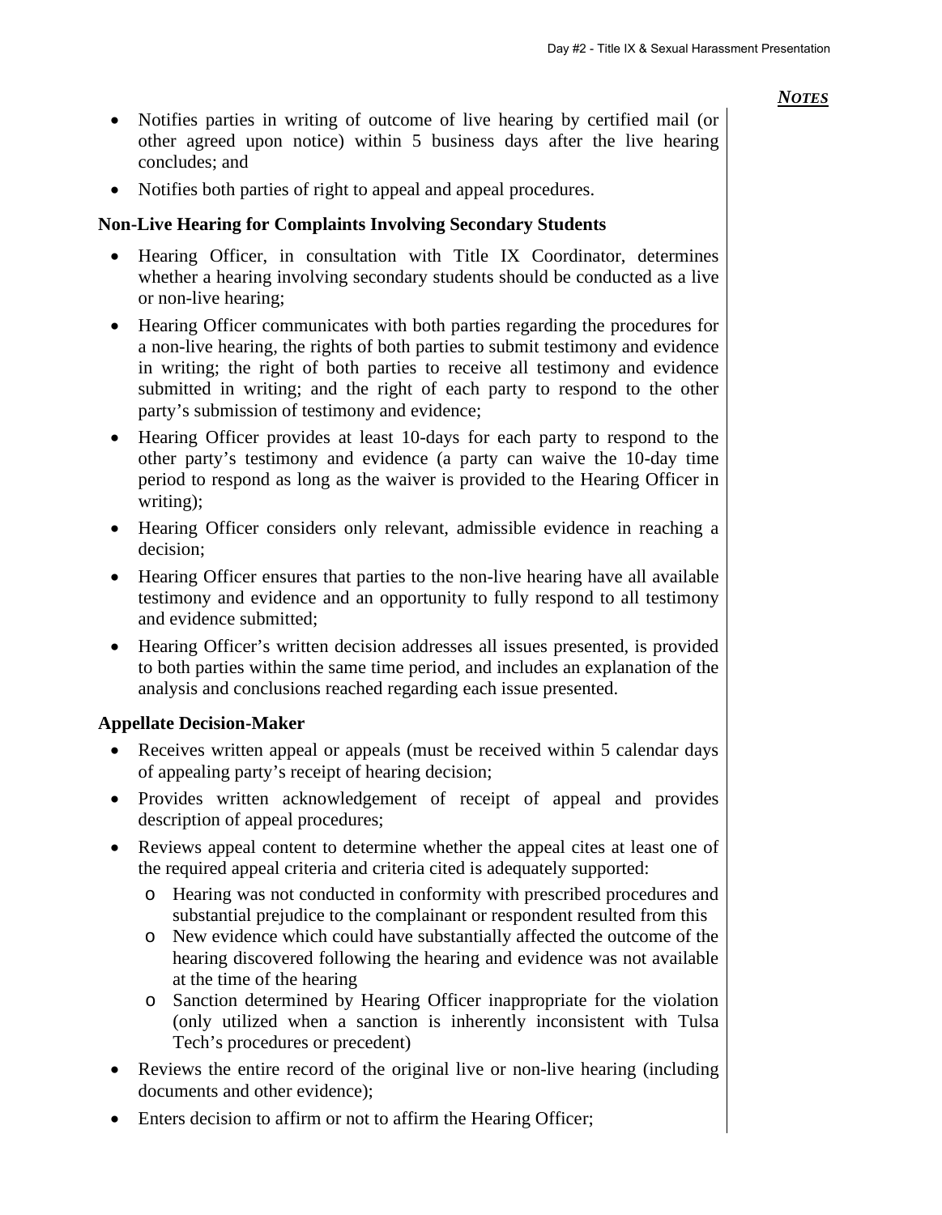***NOTES***

- Notifies parties in writing of outcome of live hearing by certified mail (or other agreed upon notice) within 5 business days after the live hearing concludes; and
- Notifies both parties of right to appeal and appeal procedures.

**Non-Live Hearing for Complaints Involving Secondary Students**

- Hearing Officer, in consultation with Title IX Coordinator, determines whether a hearing involving secondary students should be conducted as a live or non-live hearing;
- Hearing Officer communicates with both parties regarding the procedures for a non-live hearing, the rights of both parties to submit testimony and evidence in writing; the right of both parties to receive all testimony and evidence submitted in writing; and the right of each party to respond to the other party's submission of testimony and evidence;
- Hearing Officer provides at least 10-days for each party to respond to the other party's testimony and evidence (a party can waive the 10-day time period to respond as long as the waiver is provided to the Hearing Officer in writing);
- Hearing Officer considers only relevant, admissible evidence in reaching a decision;
- Hearing Officer ensures that parties to the non-live hearing have all available testimony and evidence and an opportunity to fully respond to all testimony and evidence submitted;
- Hearing Officer's written decision addresses all issues presented, is provided to both parties within the same time period, and includes an explanation of the analysis and conclusions reached regarding each issue presented.

**Appellate Decision-Maker**

- Receives written appeal or appeals (must be received within 5 calendar days of appealing party's receipt of hearing decision;
- Provides written acknowledgement of receipt of appeal and provides description of appeal procedures;
- Reviews appeal content to determine whether the appeal cites at least one of the required appeal criteria and criteria cited is adequately supported:
  - Hearing was not conducted in conformity with prescribed procedures and substantial prejudice to the complainant or respondent resulted from this
  - New evidence which could have substantially affected the outcome of the hearing discovered following the hearing and evidence was not available at the time of the hearing
  - Sanction determined by Hearing Officer inappropriate for the violation (only utilized when a sanction is inherently inconsistent with Tulsa Tech's procedures or precedent)
- Reviews the entire record of the original live or non-live hearing (including documents and other evidence);
- Enters decision to affirm or not to affirm the Hearing Officer;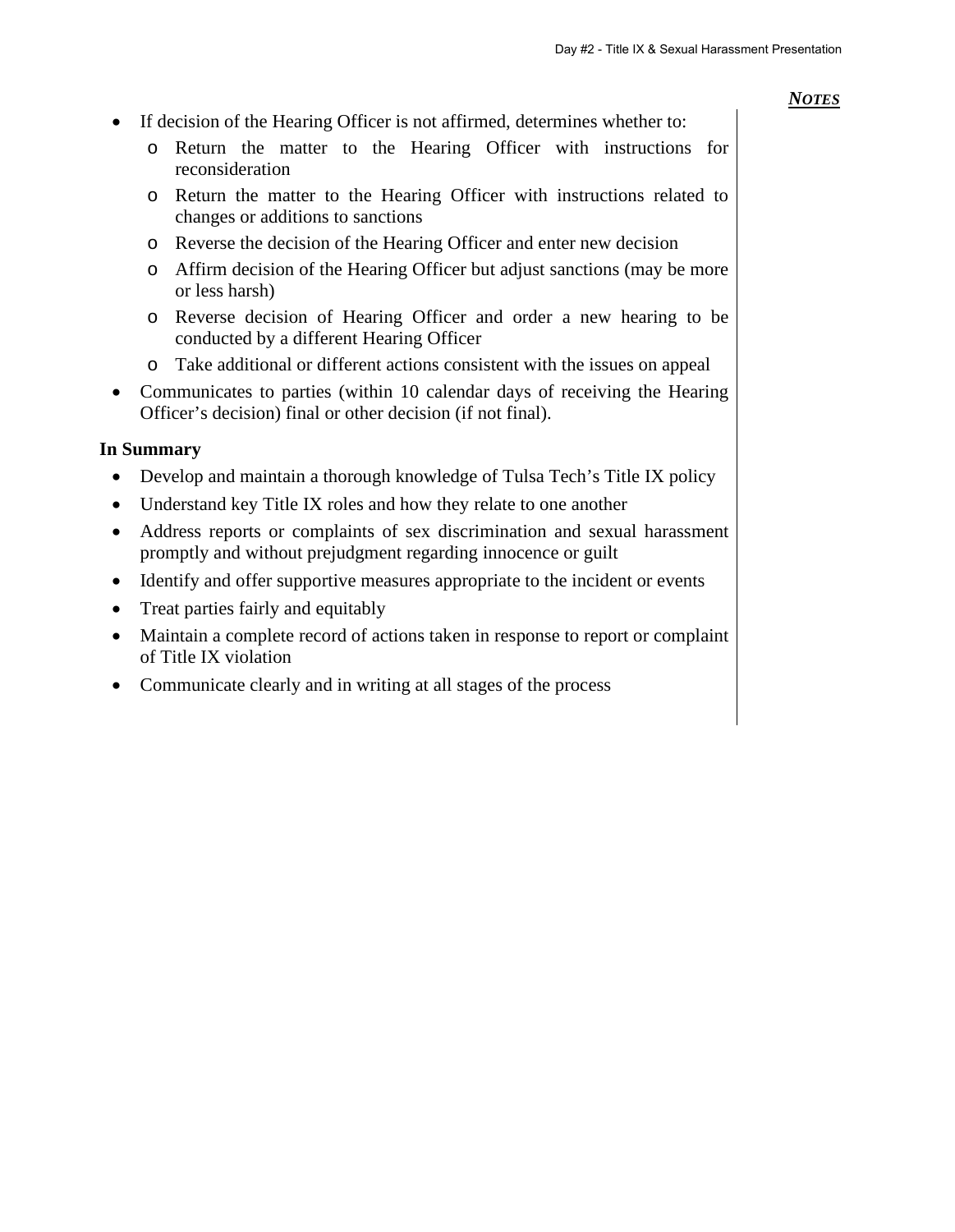*NOTES*

- If decision of the Hearing Officer is not affirmed, determines whether to:
  - Return the matter to the Hearing Officer with instructions for reconsideration
  - Return the matter to the Hearing Officer with instructions related to changes or additions to sanctions
  - Reverse the decision of the Hearing Officer and enter new decision
  - Affirm decision of the Hearing Officer but adjust sanctions (may be more or less harsh)
  - Reverse decision of Hearing Officer and order a new hearing to be conducted by a different Hearing Officer
  - Take additional or different actions consistent with the issues on appeal
- Communicates to parties (within 10 calendar days of receiving the Hearing Officer's decision) final or other decision (if not final).

**In Summary**

- Develop and maintain a thorough knowledge of Tulsa Tech's Title IX policy
- Understand key Title IX roles and how they relate to one another
- Address reports or complaints of sex discrimination and sexual harassment promptly and without prejudgment regarding innocence or guilt
- Identify and offer supportive measures appropriate to the incident or events
- Treat parties fairly and equitably
- Maintain a complete record of actions taken in response to report or complaint of Title IX violation
- Communicate clearly and in writing at all stages of the process